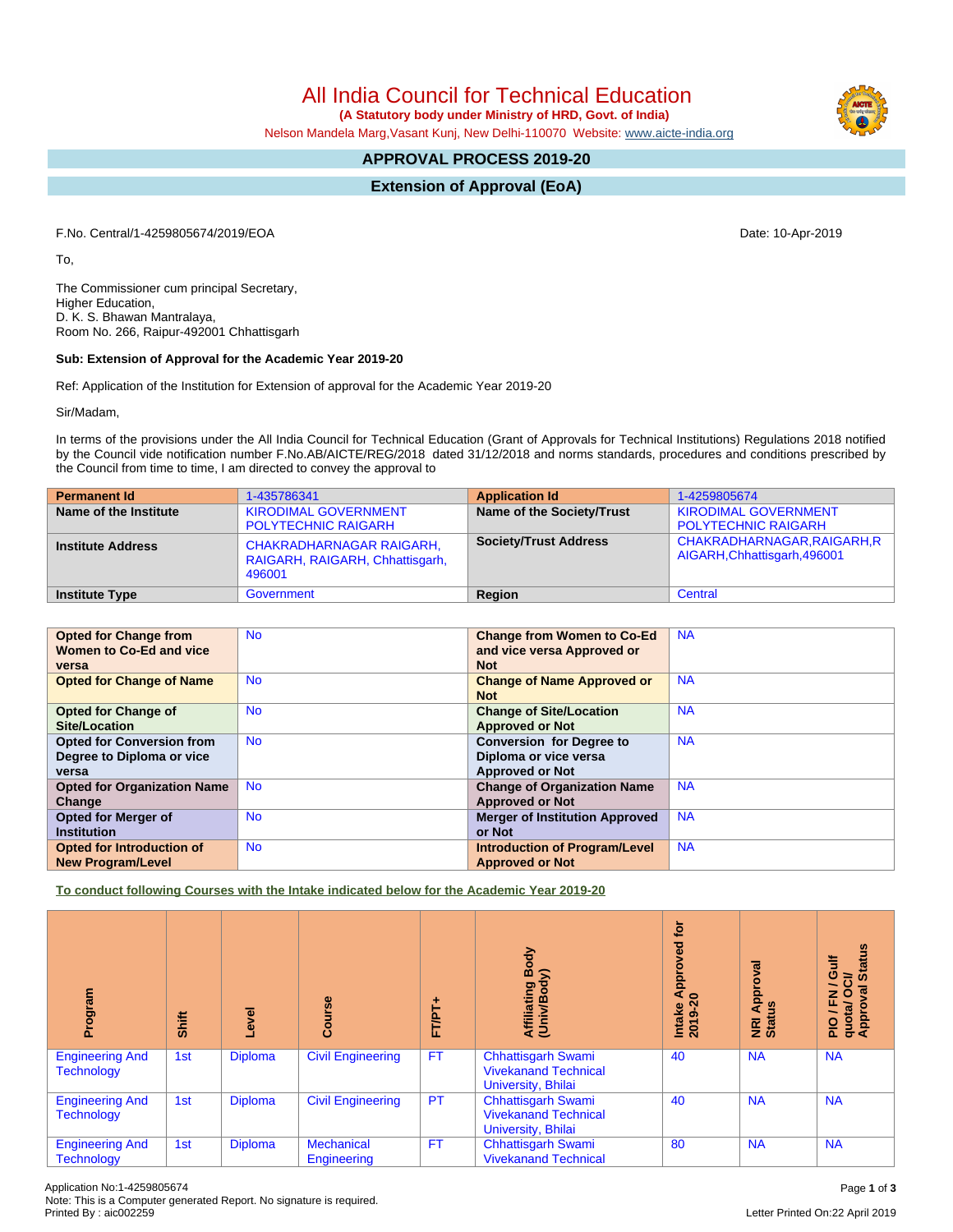# All India Council for Technical Education

**(A Statutory body under Ministry of HRD, Govt. of India)**

Nelson Mandela Marg,Vasant Kunj, New Delhi-110070 Website: www.aicte-india.org

## APPROVAL PROCESS 2019-20

## Extension of Approval (EoA)

F.No. Central/1-4259805674/2019/EOA

Date: 10-Apr-2019

To,

The Commissioner cum principal Secretary,
Higher Education,
D. K. S. Bhawan Mantralaya,
Room No. 266, Raipur-492001 Chhattisgarh

**Sub: Extension of Approval for the Academic Year 2019-20**

Ref: Application of the Institution for Extension of approval for the Academic Year 2019-20

Sir/Madam,

In terms of the provisions under the All India Council for Technical Education (Grant of Approvals for Technical Institutions) Regulations 2018 notified by the Council vide notification number F.No.AB/AICTE/REG/2018 dated 31/12/2018 and norms standards, procedures and conditions prescribed by the Council from time to time, I am directed to convey the approval to

| **Permanent Id** | 1-435786341 | **Application Id** | 1-4259805674 |
|---|---|---|---|
| **Name of the Institute** | KIRODIMAL GOVERNMENT POLYTECHNIC RAIGARH | **Name of the Society/Trust** | KIRODIMAL GOVERNMENT POLYTECHNIC RAIGARH |
| **Institute Address** | CHAKRADHARNAGAR RAIGARH, RAIGARH, RAIGARH, Chhattisgarh, 496001 | **Society/Trust Address** | CHAKRADHARNAGAR,RAIGARH,RAIGARH,Chhattisgarh,496001 |
| **Institute Type** | Government | **Region** | Central |

| **Opted for Change from Women to Co-Ed and vice versa** | No | **Change from Women to Co-Ed and vice versa Approved or Not** | NA |
|---|---|---|---|
| **Opted for Change of Name** | No | **Change of Name Approved or Not** | NA |
| **Opted for Change of Site/Location** | No | **Change of Site/Location Approved or Not** | NA |
| **Opted for Conversion from Degree to Diploma or vice versa** | No | **Conversion for Degree to Diploma or vice versa Approved or Not** | NA |
| **Opted for Organization Name Change** | No | **Change of Organization Name Approved or Not** | NA |
| **Opted for Merger of Institution** | No | **Merger of Institution Approved or Not** | NA |
| **Opted for Introduction of New Program/Level** | No | **Introduction of Program/Level Approved or Not** | NA |

**To conduct following Courses with the Intake indicated below for the Academic Year 2019-20**

| Program | Shift | Level | Course | FT/PT+ | Affiliating Body (Univ/Body) | Intake Approved for 2019-20 | NRI Approval Status | PIO / FN / Gulf quota/ OCI/ Approval Status |
|---|---|---|---|---|---|---|---|---|
| Engineering And Technology | 1st | Diploma | Civil Engineering | FT | Chhattisgarh Swami Vivekanand Technical University, Bhilai | 40 | NA | NA |
| Engineering And Technology | 1st | Diploma | Civil Engineering | PT | Chhattisgarh Swami Vivekanand Technical University, Bhilai | 40 | NA | NA |
| Engineering And Technology | 1st | Diploma | Mechanical Engineering | FT | Chhattisgarh Swami Vivekanand Technical | 80 | NA | NA |

Application No:1-4259805674
Note: This is a Computer generated Report. No signature is required.
Printed By : aic002259

Letter Printed On:22 April 2019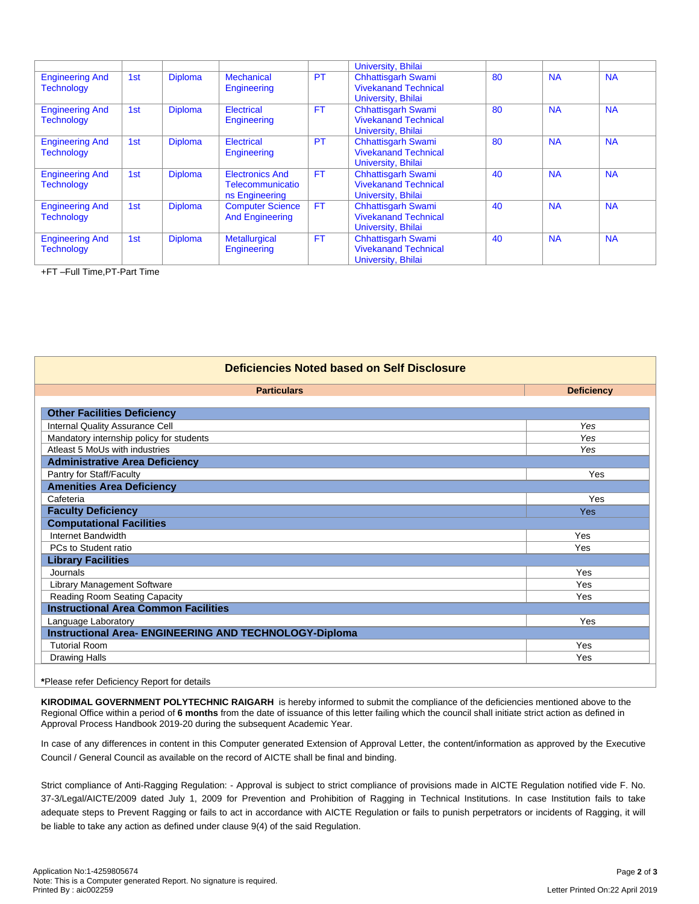| | | | | | University, Bhilai | | | |
|---|---|---|---|---|---|---|---|---|
| Engineering And Technology | 1st | Diploma | Mechanical Engineering | PT | Chhattisgarh Swami Vivekanand Technical University, Bhilai | 80 | NA | NA |
| Engineering And Technology | 1st | Diploma | Electrical Engineering | FT | Chhattisgarh Swami Vivekanand Technical University, Bhilai | 80 | NA | NA |
| Engineering And Technology | 1st | Diploma | Electrical Engineering | PT | Chhattisgarh Swami Vivekanand Technical University, Bhilai | 80 | NA | NA |
| Engineering And Technology | 1st | Diploma | Electronics And Telecommunications Engineering | FT | Chhattisgarh Swami Vivekanand Technical University, Bhilai | 40 | NA | NA |
| Engineering And Technology | 1st | Diploma | Computer Science And Engineering | FT | Chhattisgarh Swami Vivekanand Technical University, Bhilai | 40 | NA | NA |
| Engineering And Technology | 1st | Diploma | Metallurgical Engineering | FT | Chhattisgarh Swami Vivekanand Technical University, Bhilai | 40 | NA | NA |

+FT –Full Time,PT-Part Time

## Deficiencies Noted based on Self Disclosure

| Particulars | Deficiency |
|---|---|
| **Other Facilities Deficiency** | |
| Internal Quality Assurance Cell | *Yes* |
| Mandatory internship policy for students | *Yes* |
| Atleast 5 MoUs with industries | *Yes* |
| **Administrative Area Deficiency** | |
| Pantry for Staff/Faculty | Yes |
| **Amenities Area Deficiency** | |
| Cafeteria | Yes |
| **Faculty Deficiency** | Yes |
| **Computational Facilities** | |
| Internet Bandwidth | Yes |
| PCs to Student ratio | Yes |
| **Library Facilities** | |
| Journals | Yes |
| Library Management Software | Yes |
| Reading Room Seating Capacity | Yes |
| **Instructional Area Common Facilities** | |
| Language Laboratory | Yes |
| **Instructional Area- ENGINEERING AND TECHNOLOGY-Diploma** | |
| Tutorial Room | Yes |
| Drawing Halls | Yes |

***Please refer Deficiency Report for details**

**KIRODIMAL GOVERNMENT POLYTECHNIC RAIGARH** is hereby informed to submit the compliance of the deficiencies mentioned above to the Regional Office within a period of **6 months** from the date of issuance of this letter failing which the council shall initiate strict action as defined in Approval Process Handbook 2019-20 during the subsequent Academic Year.

In case of any differences in content in this Computer generated Extension of Approval Letter, the content/information as approved by the Executive Council / General Council as available on the record of AICTE shall be final and binding.

Strict compliance of Anti-Ragging Regulation: - Approval is subject to strict compliance of provisions made in AICTE Regulation notified vide F. No. 37-3/Legal/AICTE/2009 dated July 1, 2009 for Prevention and Prohibition of Ragging in Technical Institutions. In case Institution fails to take adequate steps to Prevent Ragging or fails to act in accordance with AICTE Regulation or fails to punish perpetrators or incidents of Ragging, it will be liable to take any action as defined under clause 9(4) of the said Regulation.

Application No:1-4259805674
Note: This is a Computer generated Report. No signature is required.
Printed By : aic002259

Letter Printed On:22 April 2019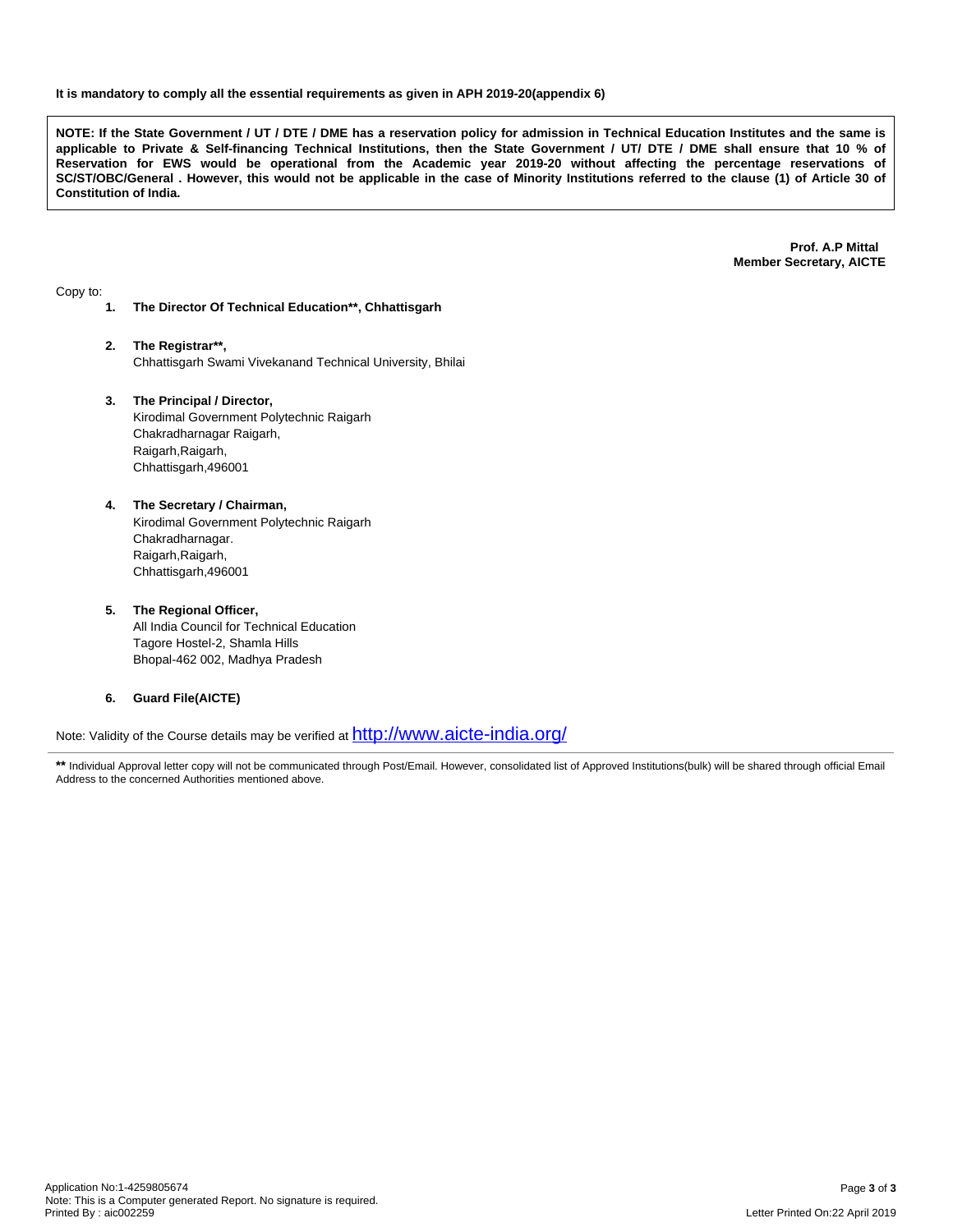**It is mandatory to comply all the essential requirements as given in APH 2019-20(appendix 6)**

**NOTE: If the State Government / UT / DTE / DME has a reservation policy for admission in Technical Education Institutes and the same is applicable to Private & Self-financing Technical Institutions, then the State Government / UT/ DTE / DME shall ensure that 10 % of Reservation for EWS would be operational from the Academic year 2019-20 without affecting the percentage reservations of SC/ST/OBC/General . However, this would not be applicable in the case of Minority Institutions referred to the clause (1) of Article 30 of Constitution of India.**

**Prof. A.P Mittal**
**Member Secretary, AICTE**

Copy to:

1. **The Director Of Technical Education\*\*, Chhattisgarh**

2. **The Registrar\*\*,**
   Chhattisgarh Swami Vivekanand Technical University, Bhilai

3. **The Principal / Director,**
   Kirodimal Government Polytechnic Raigarh
   Chakradharnagar Raigarh,
   Raigarh,Raigarh,
   Chhattisgarh,496001

4. **The Secretary / Chairman,**
   Kirodimal Government Polytechnic Raigarh
   Chakradharnagar.
   Raigarh,Raigarh,
   Chhattisgarh,496001

5. **The Regional Officer,**
   All India Council for Technical Education
   Tagore Hostel-2, Shamla Hills
   Bhopal-462 002, Madhya Pradesh

6. **Guard File(AICTE)**

Note: Validity of the Course details may be verified at http://www.aicte-india.org/

---

**\*\*** Individual Approval letter copy will not be communicated through Post/Email. However, consolidated list of Approved Institutions(bulk) will be shared through official Email Address to the concerned Authorities mentioned above.

Application No:1-4259805674
Note: This is a Computer generated Report. No signature is required.
Printed By : aic002259

Letter Printed On:22 April 2019